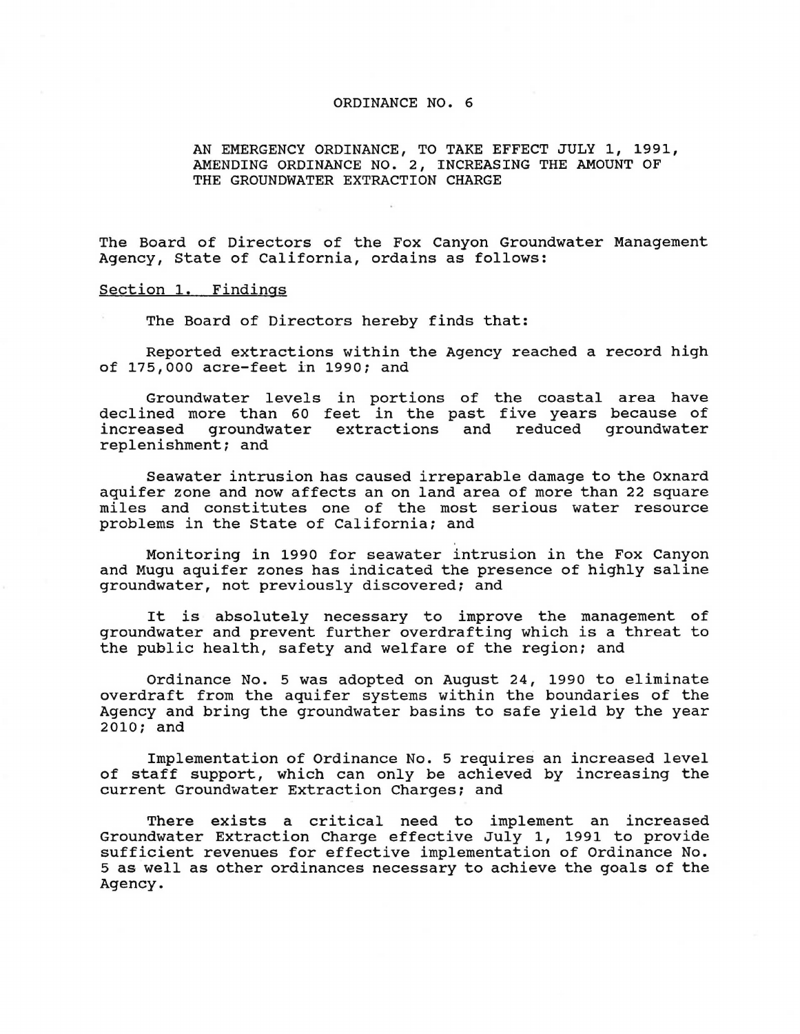# ORDINANCE NO. 6

AN EMERGENCY ORDINANCE, TO TAKE EFFECT JULY 1, 1991, AMENDING ORDINANCE NO. 2, INCREASING THE AMOUNT OF THE GROUNDWATER EXTRACTION CHARGE

The Board of Directors of the Fox Canyon Groundwater Management Agency, State of California, ordains as follows:

## Section 1. Findings

The Board of Directors hereby finds that:

Reported extractions within the Agency reached a record high of 175,000 acre-feet in 1990; and

Groundwater levels in portions of the coastal area have declined more than 60 feet in the past five years because of increased groundwater extractions and reduced groundwater replenishment; and

Seawater intrusion has caused irreparable damage to the Oxnard aquifer zone and now affects an on land area of more than 22 square miles and constitutes one of the most serious water resource problems in the State of California; and

Monitoring in 1990 for seawater intrusion in the Fox Canyon and Mugu aquifer zones has indicated the presence of highly saline groundwater, not previously discovered; and

It is absolutely necessary to improve the management of groundwater and prevent further overdrafting which is a threat to the public health, safety and welfare of the region; and

Ordinance No. 5 was adopted on August 24, 1990 to eliminate overdraft from the aquifer systems within the boundaries of the Agency and bring the groundwater basins to safe yield by the year 2010; and

Implementation of Ordinance No. 5 requires an increased level of staff support, which can only be achieved by increasing the current Groundwater Extraction Charges; and

There exists a critical need to implement an increased Groundwater Extraction Charge effective July 1, 1991 to provide sufficient revenues for effective implementation of Ordinance No. 5 as well as other ordinances necessary to achieve the goals of the Agency.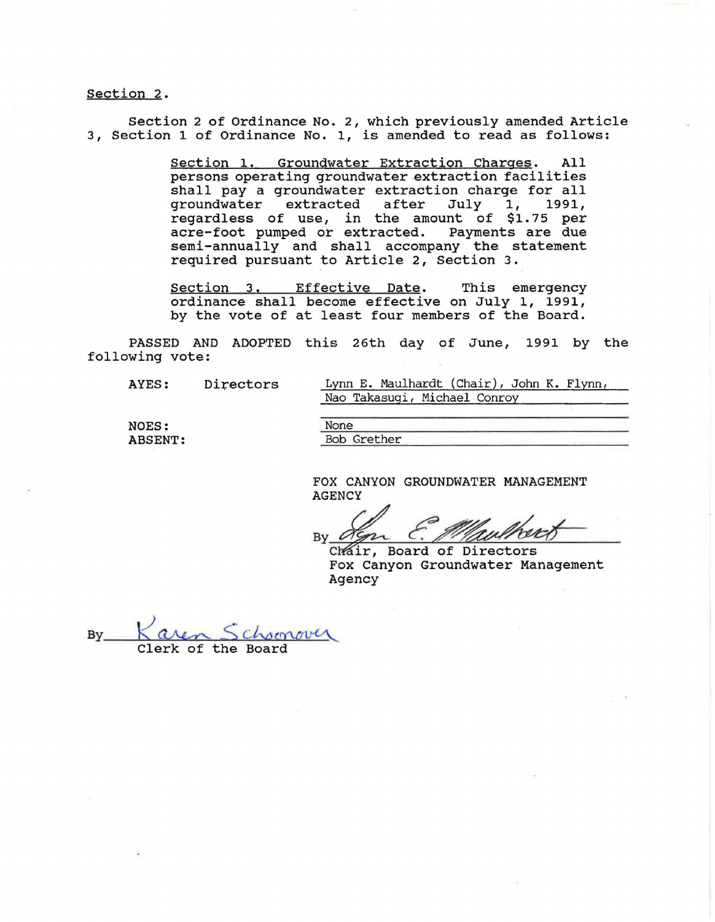Section 2.

Section 2 of Ordinance No. 2, which previously amended Article 3, Section 1 of Ordinance No. 1, is amended to read as follows:

> Section 1. Groundwater Extraction Charges. All persons operating groundwater extraction facilities shall pay a groundwater extraction charge for all groundwater extracted after July 1, 1991, regardless of use, in the amount of $1.75 per acre-foot pumped or extracted. Payments are due semi-annually and shall accompany the statement required pursuant to Article 2, Section 3.

> Section 3. Effective Date. This emergency ordinance shall become effective on July 1, 1991, by the vote of at least four members of the Board.

PASSED AND ADOPTED this 26th day of June, 1991 by the following vote:

AYES: Directors Lynn E. Maulhardt (Chair), John K. Flynn, Nao Takasugi, Michael Conroy

NOES: None

ABSENT: Bob Grether

FOX CANYON GROUNDWATER MANAGEMENT AGENCY

By Lynn E. Maulhardt

Chair, Board of Directors
Fox Canyon Groundwater Management Agency

By Karen Schoonover

Clerk of the Board